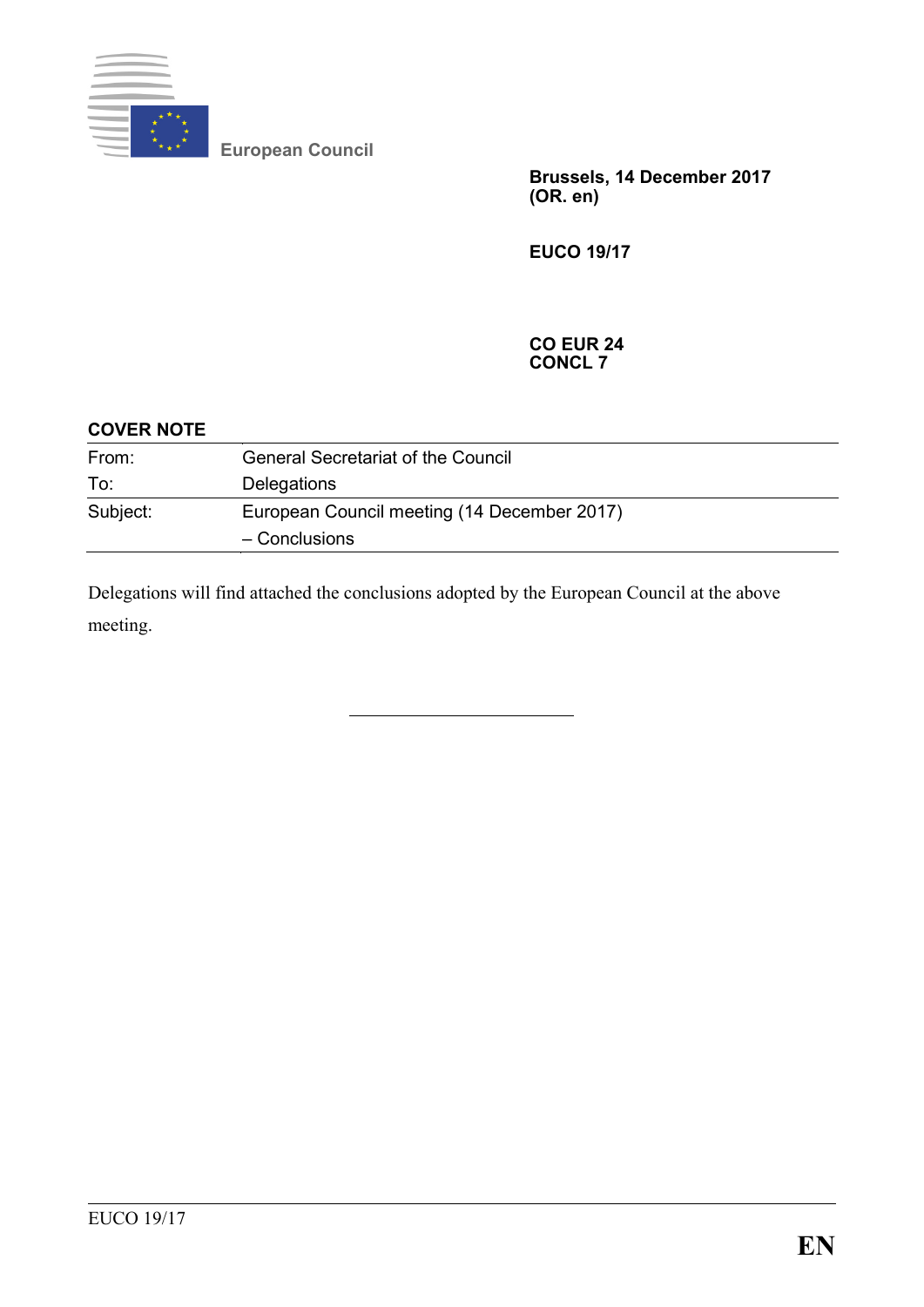European Council

**Brussels, 14 December 2017**
**(OR. en)**

**EUCO 19/17**

**CO EUR 24**
**CONCL 7**

**COVER NOTE**

| | |
|---|---|
| From: | General Secretariat of the Council |
| To: | Delegations |
| Subject: | European Council meeting (14 December 2017) – Conclusions |

Delegations will find attached the conclusions adopted by the European Council at the above meeting.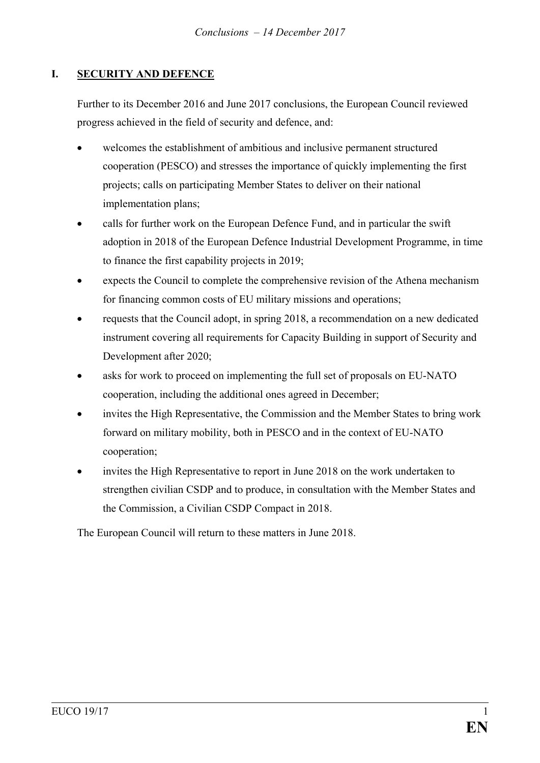## I. SECURITY AND DEFENCE

Further to its December 2016 and June 2017 conclusions, the European Council reviewed progress achieved in the field of security and defence, and:

- welcomes the establishment of ambitious and inclusive permanent structured cooperation (PESCO) and stresses the importance of quickly implementing the first projects; calls on participating Member States to deliver on their national implementation plans;
- calls for further work on the European Defence Fund, and in particular the swift adoption in 2018 of the European Defence Industrial Development Programme, in time to finance the first capability projects in 2019;
- expects the Council to complete the comprehensive revision of the Athena mechanism for financing common costs of EU military missions and operations;
- requests that the Council adopt, in spring 2018, a recommendation on a new dedicated instrument covering all requirements for Capacity Building in support of Security and Development after 2020;
- asks for work to proceed on implementing the full set of proposals on EU-NATO cooperation, including the additional ones agreed in December;
- invites the High Representative, the Commission and the Member States to bring work forward on military mobility, both in PESCO and in the context of EU-NATO cooperation;
- invites the High Representative to report in June 2018 on the work undertaken to strengthen civilian CSDP and to produce, in consultation with the Member States and the Commission, a Civilian CSDP Compact in 2018.

The European Council will return to these matters in June 2018.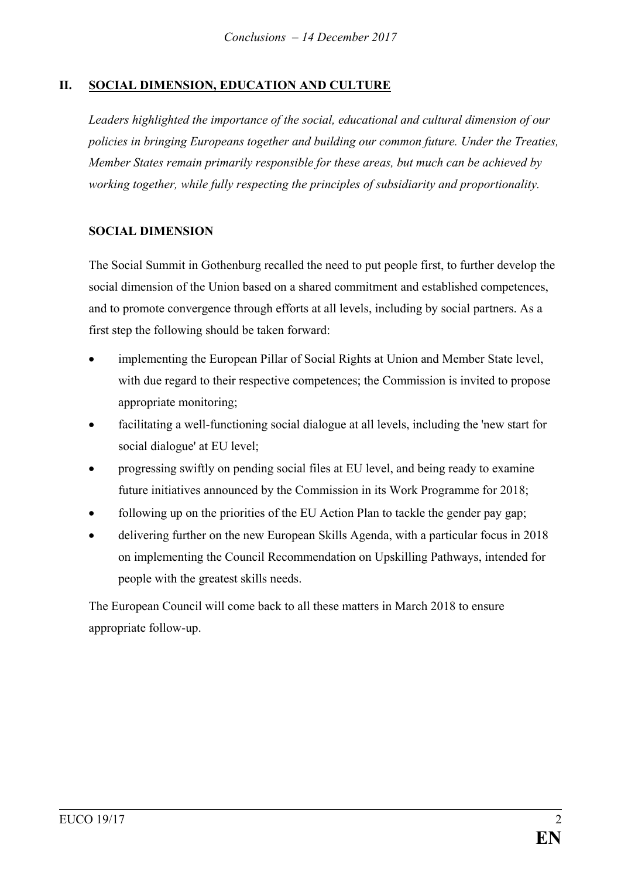## II. SOCIAL DIMENSION, EDUCATION AND CULTURE

*Leaders highlighted the importance of the social, educational and cultural dimension of our policies in bringing Europeans together and building our common future. Under the Treaties, Member States remain primarily responsible for these areas, but much can be achieved by working together, while fully respecting the principles of subsidiarity and proportionality.*

### SOCIAL DIMENSION

The Social Summit in Gothenburg recalled the need to put people first, to further develop the social dimension of the Union based on a shared commitment and established competences, and to promote convergence through efforts at all levels, including by social partners. As a first step the following should be taken forward:

- implementing the European Pillar of Social Rights at Union and Member State level, with due regard to their respective competences; the Commission is invited to propose appropriate monitoring;
- facilitating a well-functioning social dialogue at all levels, including the 'new start for social dialogue' at EU level;
- progressing swiftly on pending social files at EU level, and being ready to examine future initiatives announced by the Commission in its Work Programme for 2018;
- following up on the priorities of the EU Action Plan to tackle the gender pay gap;
- delivering further on the new European Skills Agenda, with a particular focus in 2018 on implementing the Council Recommendation on Upskilling Pathways, intended for people with the greatest skills needs.

The European Council will come back to all these matters in March 2018 to ensure appropriate follow-up.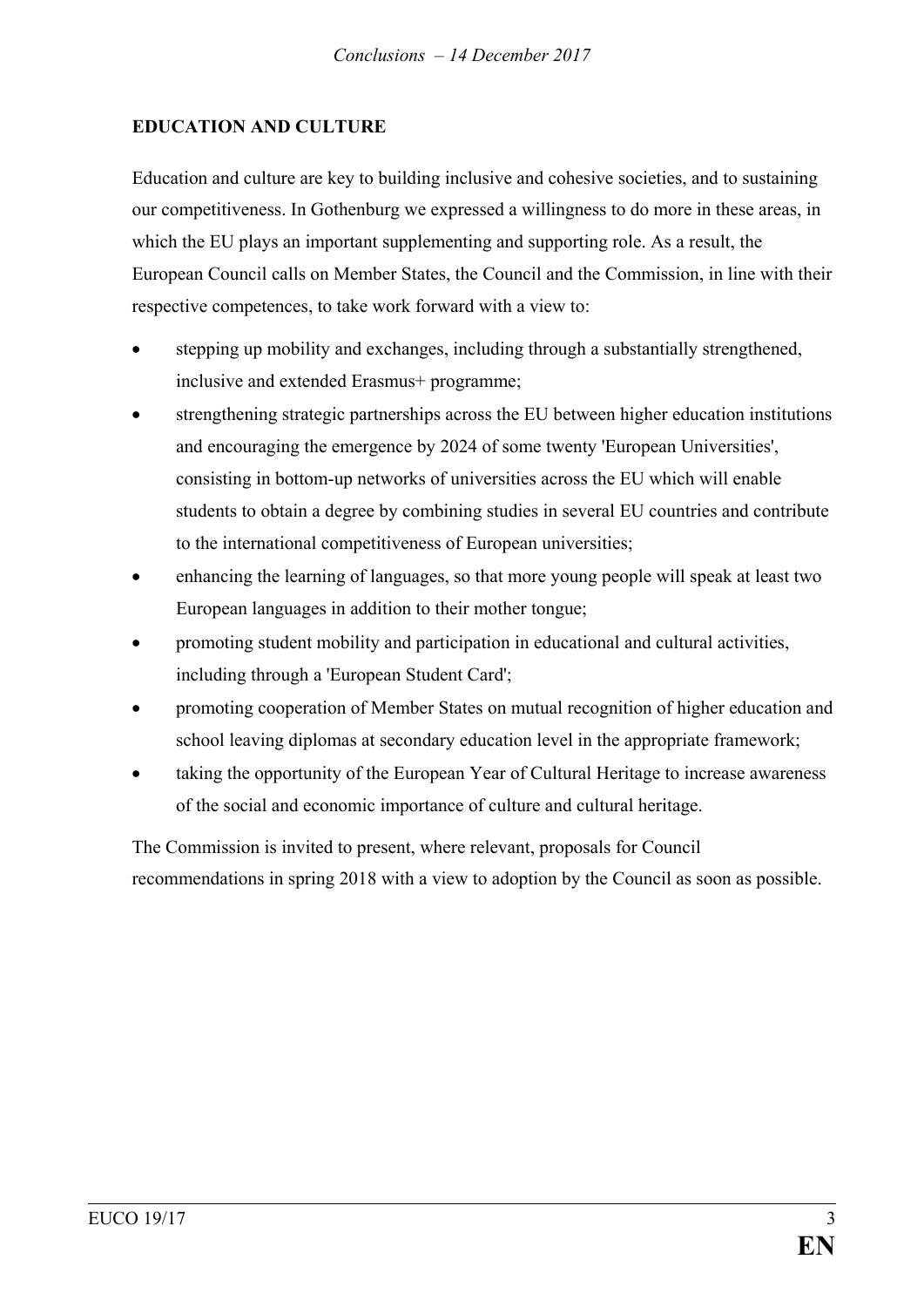**EDUCATION AND CULTURE**

Education and culture are key to building inclusive and cohesive societies, and to sustaining our competitiveness. In Gothenburg we expressed a willingness to do more in these areas, in which the EU plays an important supplementing and supporting role. As a result, the European Council calls on Member States, the Council and the Commission, in line with their respective competences, to take work forward with a view to:

- stepping up mobility and exchanges, including through a substantially strengthened, inclusive and extended Erasmus+ programme;
- strengthening strategic partnerships across the EU between higher education institutions and encouraging the emergence by 2024 of some twenty 'European Universities', consisting in bottom-up networks of universities across the EU which will enable students to obtain a degree by combining studies in several EU countries and contribute to the international competitiveness of European universities;
- enhancing the learning of languages, so that more young people will speak at least two European languages in addition to their mother tongue;
- promoting student mobility and participation in educational and cultural activities, including through a 'European Student Card';
- promoting cooperation of Member States on mutual recognition of higher education and school leaving diplomas at secondary education level in the appropriate framework;
- taking the opportunity of the European Year of Cultural Heritage to increase awareness of the social and economic importance of culture and cultural heritage.

The Commission is invited to present, where relevant, proposals for Council recommendations in spring 2018 with a view to adoption by the Council as soon as possible.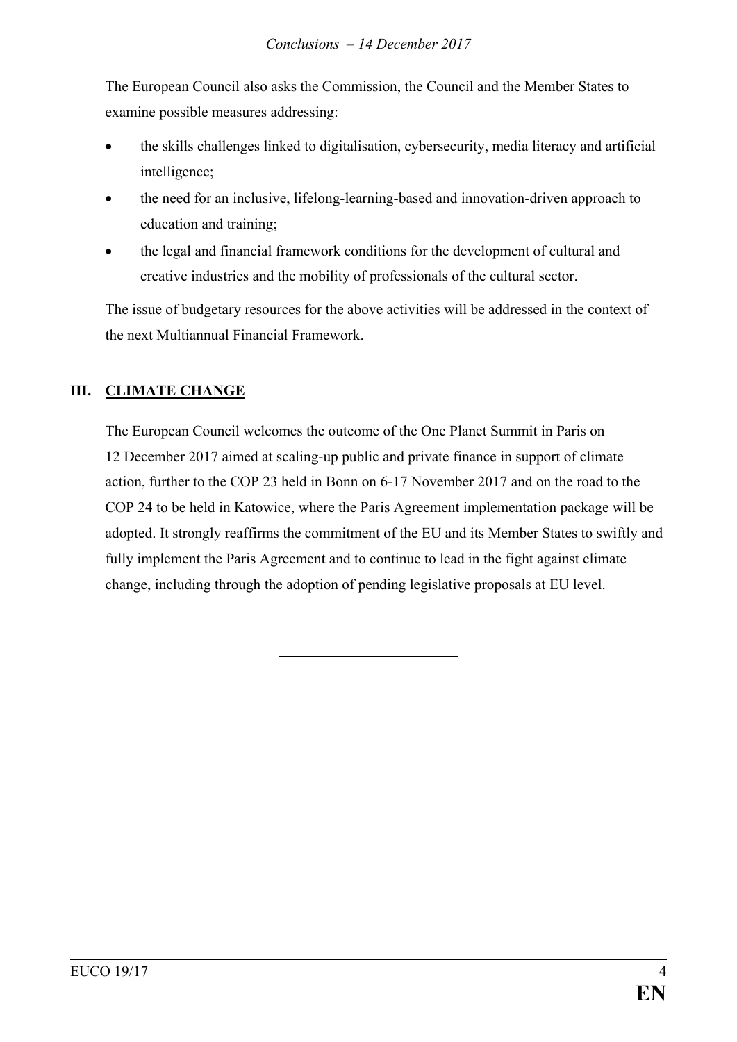The European Council also asks the Commission, the Council and the Member States to examine possible measures addressing:

- the skills challenges linked to digitalisation, cybersecurity, media literacy and artificial intelligence;
- the need for an inclusive, lifelong-learning-based and innovation-driven approach to education and training;
- the legal and financial framework conditions for the development of cultural and creative industries and the mobility of professionals of the cultural sector.

The issue of budgetary resources for the above activities will be addressed in the context of the next Multiannual Financial Framework.

## III. CLIMATE CHANGE

The European Council welcomes the outcome of the One Planet Summit in Paris on 12 December 2017 aimed at scaling-up public and private finance in support of climate action, further to the COP 23 held in Bonn on 6-17 November 2017 and on the road to the COP 24 to be held in Katowice, where the Paris Agreement implementation package will be adopted. It strongly reaffirms the commitment of the EU and its Member States to swiftly and fully implement the Paris Agreement and to continue to lead in the fight against climate change, including through the adoption of pending legislative proposals at EU level.